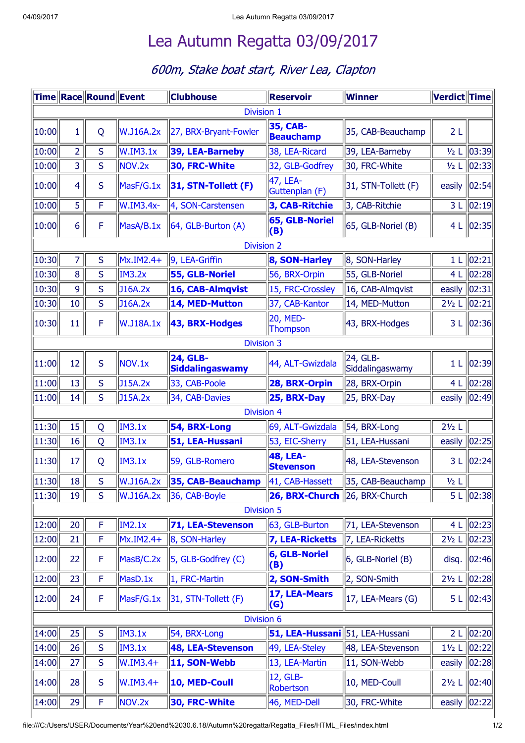# Lea Autumn Regatta 03/09/2017

*600m, Stake boat start, River Lea, Clapton*

| Time | Race | Round | Event | Clubhouse | Reservoir | Winner | Verdict | Time |
|---|---|---|---|---|---|---|---|---|
| Division 1 | | | | | | | | |
| 10:00 | 1 | Q | W.J16A.2x | 27, BRX-Bryant-Fowler | **35, CAB-Beauchamp** | 35, CAB-Beauchamp | 2 L | |
| 10:00 | 2 | S | W.IM3.1x | **39, LEA-Barneby** | 38, LEA-Ricard | 39, LEA-Barneby | ½ L | 03:39 |
| 10:00 | 3 | S | NOV.2x | **30, FRC-White** | 32, GLB-Godfrey | 30, FRC-White | ½ L | 02:33 |
| 10:00 | 4 | S | MasF/G.1x | **31, STN-Tollett (F)** | 47, LEA-Guttenplan (F) | 31, STN-Tollett (F) | easily | 02:54 |
| 10:00 | 5 | F | W.IM3.4x- | 4, SON-Carstensen | **3, CAB-Ritchie** | 3, CAB-Ritchie | 3 L | 02:19 |
| 10:00 | 6 | F | MasA/B.1x | 64, GLB-Burton (A) | **65, GLB-Noriel (B)** | 65, GLB-Noriel (B) | 4 L | 02:35 |
| Division 2 | | | | | | | | |
| 10:30 | 7 | S | Mx.IM2.4+ | 9, LEA-Griffin | **8, SON-Harley** | 8, SON-Harley | 1 L | 02:21 |
| 10:30 | 8 | S | IM3.2x | **55, GLB-Noriel** | 56, BRX-Orpin | 55, GLB-Noriel | 4 L | 02:28 |
| 10:30 | 9 | S | J16A.2x | **16, CAB-Almqvist** | 15, FRC-Crossley | 16, CAB-Almqvist | easily | 02:31 |
| 10:30 | 10 | S | J16A.2x | **14, MED-Mutton** | 37, CAB-Kantor | 14, MED-Mutton | 2½ L | 02:21 |
| 10:30 | 11 | F | W.J18A.1x | **43, BRX-Hodges** | 20, MED-Thompson | 43, BRX-Hodges | 3 L | 02:36 |
| Division 3 | | | | | | | | |
| 11:00 | 12 | S | NOV.1x | **24, GLB-Siddalingaswamy** | 44, ALT-Gwizdala | 24, GLB-Siddalingaswamy | 1 L | 02:39 |
| 11:00 | 13 | S | J15A.2x | 33, CAB-Poole | **28, BRX-Orpin** | 28, BRX-Orpin | 4 L | 02:28 |
| 11:00 | 14 | S | J15A.2x | 34, CAB-Davies | **25, BRX-Day** | 25, BRX-Day | easily | 02:49 |
| Division 4 | | | | | | | | |
| 11:30 | 15 | Q | IM3.1x | **54, BRX-Long** | 69, ALT-Gwizdala | 54, BRX-Long | 2½ L | |
| 11:30 | 16 | Q | IM3.1x | **51, LEA-Hussani** | 53, EIC-Sherry | 51, LEA-Hussani | easily | 02:25 |
| 11:30 | 17 | Q | IM3.1x | 59, GLB-Romero | **48, LEA-Stevenson** | 48, LEA-Stevenson | 3 L | 02:24 |
| 11:30 | 18 | S | W.J16A.2x | **35, CAB-Beauchamp** | 41, CAB-Hassett | 35, CAB-Beauchamp | ½ L | |
| 11:30 | 19 | S | W.J16A.2x | 36, CAB-Boyle | **26, BRX-Church** | 26, BRX-Church | 5 L | 02:38 |
| Division 5 | | | | | | | | |
| 12:00 | 20 | F | IM2.1x | **71, LEA-Stevenson** | 63, GLB-Burton | 71, LEA-Stevenson | 4 L | 02:23 |
| 12:00 | 21 | F | Mx.IM2.4+ | 8, SON-Harley | **7, LEA-Ricketts** | 7, LEA-Ricketts | 2½ L | 02:23 |
| 12:00 | 22 | F | MasB/C.2x | 5, GLB-Godfrey (C) | **6, GLB-Noriel (B)** | 6, GLB-Noriel (B) | disq. | 02:46 |
| 12:00 | 23 | F | MasD.1x | 1, FRC-Martin | **2, SON-Smith** | 2, SON-Smith | 2½ L | 02:28 |
| 12:00 | 24 | F | MasF/G.1x | 31, STN-Tollett (F) | **17, LEA-Mears (G)** | 17, LEA-Mears (G) | 5 L | 02:43 |
| Division 6 | | | | | | | | |
| 14:00 | 25 | S | IM3.1x | 54, BRX-Long | **51, LEA-Hussani** | 51, LEA-Hussani | 2 L | 02:20 |
| 14:00 | 26 | S | IM3.1x | **48, LEA-Stevenson** | 49, LEA-Steley | 48, LEA-Stevenson | 1½ L | 02:22 |
| 14:00 | 27 | S | W.IM3.4+ | **11, SON-Webb** | 13, LEA-Martin | 11, SON-Webb | easily | 02:28 |
| 14:00 | 28 | S | W.IM3.4+ | **10, MED-Coull** | 12, GLB-Robertson | 10, MED-Coull | 2½ L | 02:40 |
| 14:00 | 29 | F | NOV.2x | **30, FRC-White** | 46, MED-Dell | 30, FRC-White | easily | 02:22 |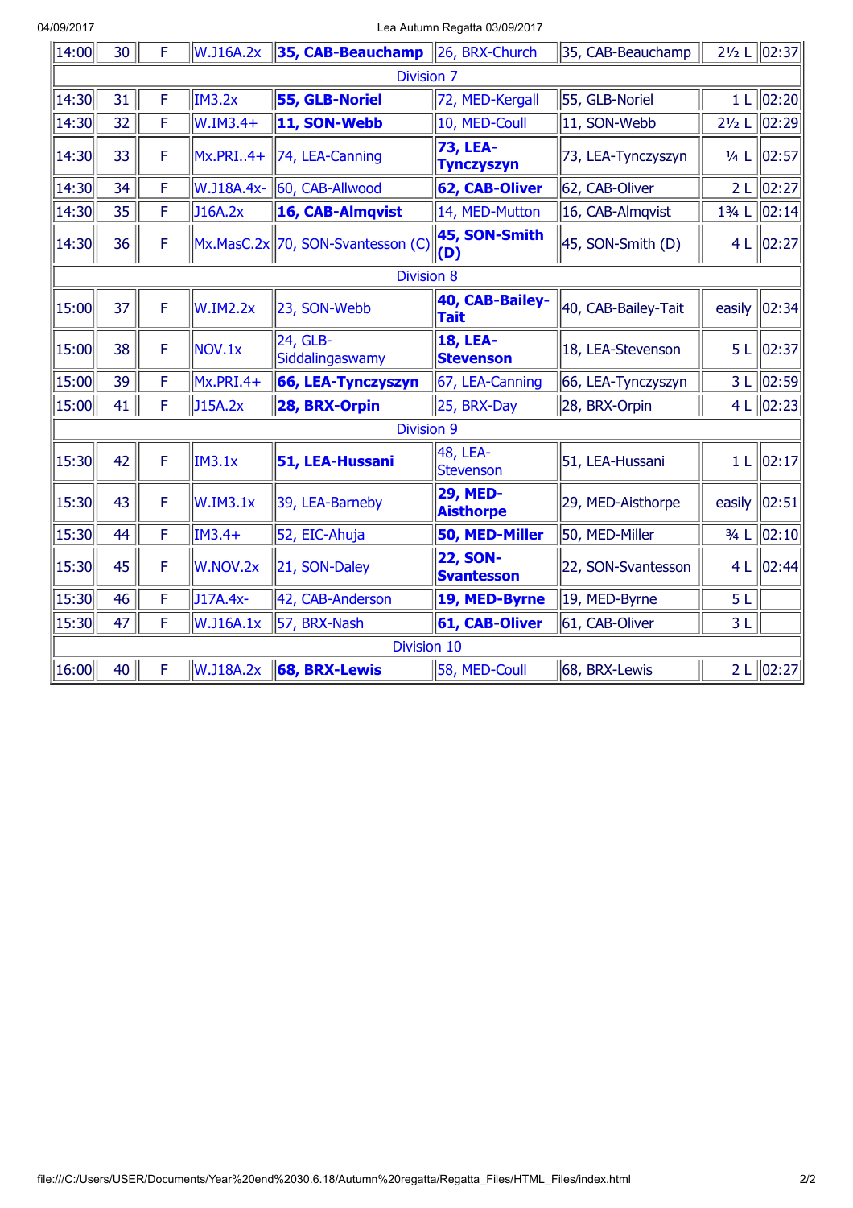| | | | | | | | | |
|---|---|---|---|---|---|---|---|---|
| 14:00 | 30 | F | W.J16A.2x | **35, CAB-Beauchamp** | 26, BRX-Church | 35, CAB-Beauchamp | 2½ L | 02:37 |
| Division 7 | | | | | | | | |
| 14:30 | 31 | F | IM3.2x | **55, GLB-Noriel** | 72, MED-Kergall | 55, GLB-Noriel | 1 L | 02:20 |
| 14:30 | 32 | F | W.IM3.4+ | **11, SON-Webb** | 10, MED-Coull | 11, SON-Webb | 2½ L | 02:29 |
| 14:30 | 33 | F | Mx.PRI..4+ | 74, LEA-Canning | **73, LEA-Tynczyszyn** | 73, LEA-Tynczyszyn | ¼ L | 02:57 |
| 14:30 | 34 | F | W.J18A.4x- | 60, CAB-Allwood | **62, CAB-Oliver** | 62, CAB-Oliver | 2 L | 02:27 |
| 14:30 | 35 | F | J16A.2x | **16, CAB-Almqvist** | 14, MED-Mutton | 16, CAB-Almqvist | 1¾ L | 02:14 |
| 14:30 | 36 | F | Mx.MasC.2x | 70, SON-Svantesson (C) | **45, SON-Smith (D)** | 45, SON-Smith (D) | 4 L | 02:27 |
| Division 8 | | | | | | | | |
| 15:00 | 37 | F | W.IM2.2x | 23, SON-Webb | **40, CAB-Bailey-Tait** | 40, CAB-Bailey-Tait | easily | 02:34 |
| 15:00 | 38 | F | NOV.1x | 24, GLB-Siddalingaswamy | **18, LEA-Stevenson** | 18, LEA-Stevenson | 5 L | 02:37 |
| 15:00 | 39 | F | Mx.PRI.4+ | **66, LEA-Tynczyszyn** | 67, LEA-Canning | 66, LEA-Tynczyszyn | 3 L | 02:59 |
| 15:00 | 41 | F | J15A.2x | **28, BRX-Orpin** | 25, BRX-Day | 28, BRX-Orpin | 4 L | 02:23 |
| Division 9 | | | | | | | | |
| 15:30 | 42 | F | IM3.1x | **51, LEA-Hussani** | 48, LEA-Stevenson | 51, LEA-Hussani | 1 L | 02:17 |
| 15:30 | 43 | F | W.IM3.1x | 39, LEA-Barneby | **29, MED-Aisthorpe** | 29, MED-Aisthorpe | easily | 02:51 |
| 15:30 | 44 | F | IM3.4+ | 52, EIC-Ahuja | **50, MED-Miller** | 50, MED-Miller | ¾ L | 02:10 |
| 15:30 | 45 | F | W.NOV.2x | 21, SON-Daley | **22, SON-Svantesson** | 22, SON-Svantesson | 4 L | 02:44 |
| 15:30 | 46 | F | J17A.4x- | 42, CAB-Anderson | **19, MED-Byrne** | 19, MED-Byrne | 5 L | |
| 15:30 | 47 | F | W.J16A.1x | 57, BRX-Nash | **61, CAB-Oliver** | 61, CAB-Oliver | 3 L | |
| Division 10 | | | | | | | | |
| 16:00 | 40 | F | W.J18A.2x | **68, BRX-Lewis** | 58, MED-Coull | 68, BRX-Lewis | 2 L | 02:27 |